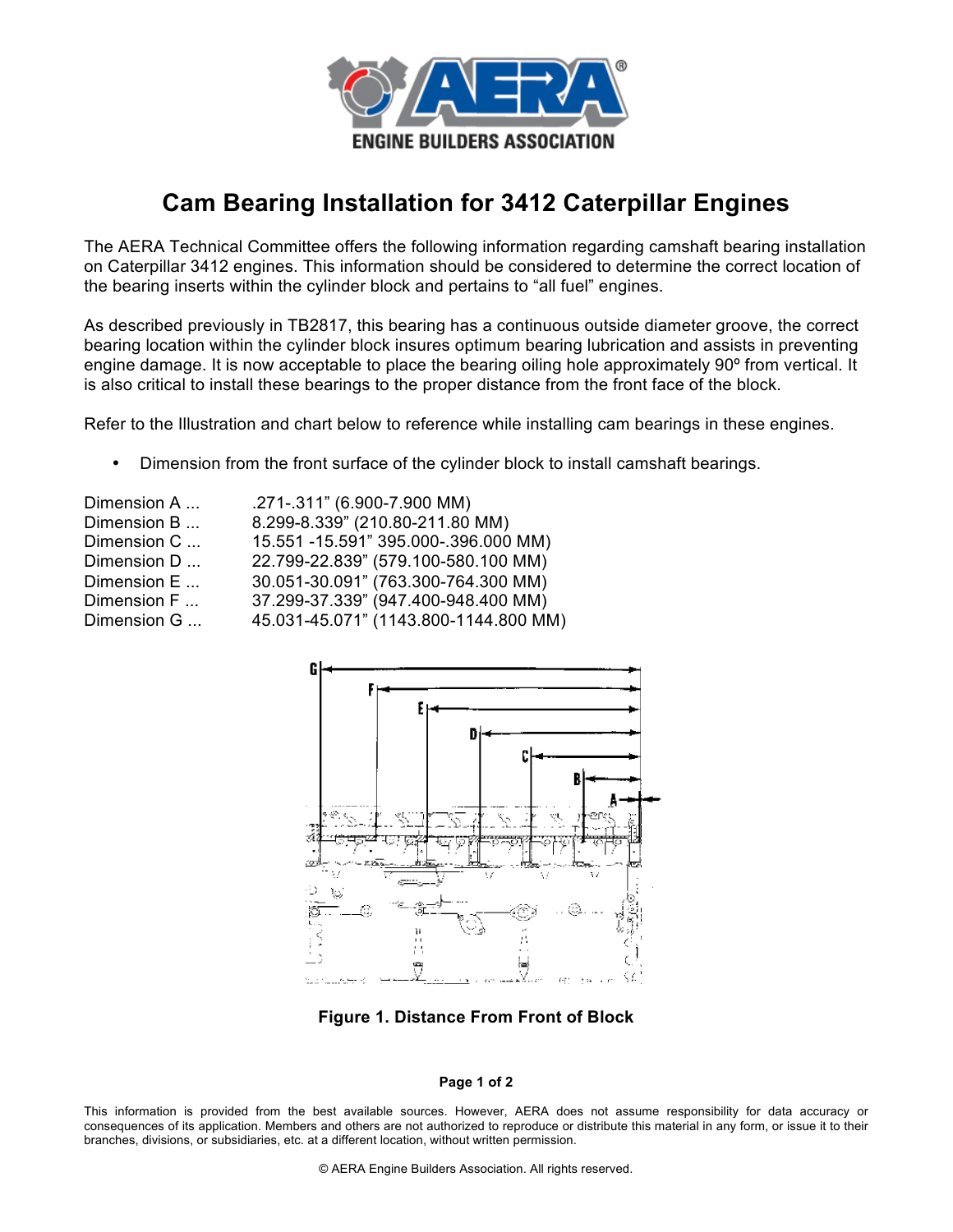# Cam Bearing Installation for 3412 Caterpillar Engines

The AERA Technical Committee offers the following information regarding camshaft bearing installation on Caterpillar 3412 engines. This information should be considered to determine the correct location of the bearing inserts within the cylinder block and pertains to "all fuel" engines.

As described previously in TB2817, this bearing has a continuous outside diameter groove, the correct bearing location within the cylinder block insures optimum bearing lubrication and assists in preventing engine damage. It is now acceptable to place the bearing oiling hole approximately 90º from vertical. It is also critical to install these bearings to the proper distance from the front face of the block.

Refer to the Illustration and chart below to reference while installing cam bearings in these engines.

- Dimension from the front surface of the cylinder block to install camshaft bearings.

Dimension A ... .271-.311" (6.900-7.900 MM)
Dimension B ... 8.299-8.339" (210.80-211.80 MM)
Dimension C ... 15.551 -15.591" 395.000-.396.000 MM)
Dimension D ... 22.799-22.839" (579.100-580.100 MM)
Dimension E ... 30.051-30.091" (763.300-764.300 MM)
Dimension F ... 37.299-37.339" (947.400-948.400 MM)
Dimension G ... 45.031-45.071" (1143.800-1144.800 MM)

**Figure 1. Distance From Front of Block**

This information is provided from the best available sources. However, AERA does not assume responsibility for data accuracy or consequences of its application. Members and others are not authorized to reproduce or distribute this material in any form, or issue it to their branches, divisions, or subsidiaries, etc. at a different location, without written permission.

© AERA Engine Builders Association. All rights reserved.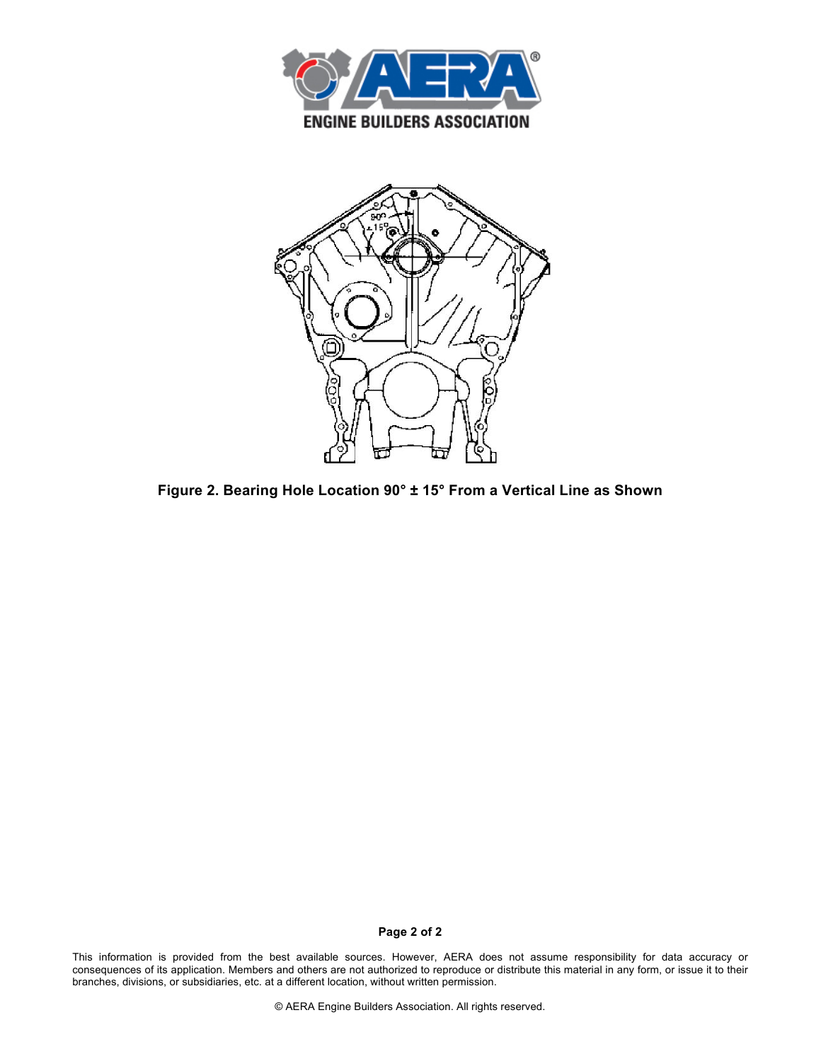**Figure 2. Bearing Hole Location 90° ± 15° From a Vertical Line as Shown**

This information is provided from the best available sources. However, AERA does not assume responsibility for data accuracy or consequences of its application. Members and others are not authorized to reproduce or distribute this material in any form, or issue it to their branches, divisions, or subsidiaries, etc. at a different location, without written permission.

© AERA Engine Builders Association. All rights reserved.